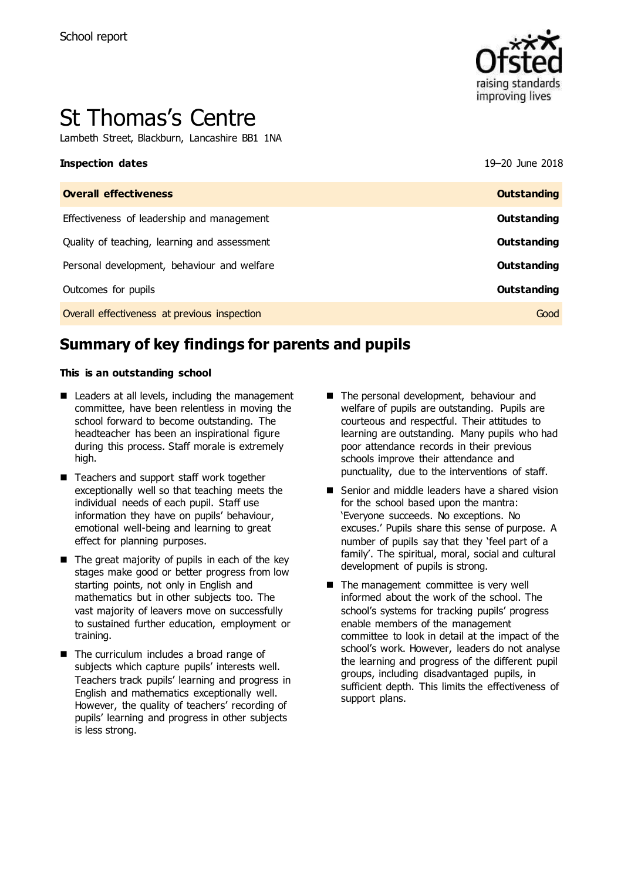School report

# St Thomas's Centre

Lambeth Street, Blackburn, Lancashire BB1 1NA

| **Inspection dates** | 19–20 June 2018 |
| --- | --- |
| **Overall effectiveness** | **Outstanding** |
| Effectiveness of leadership and management | **Outstanding** |
| Quality of teaching, learning and assessment | **Outstanding** |
| Personal development, behaviour and welfare | **Outstanding** |
| Outcomes for pupils | **Outstanding** |
| Overall effectiveness at previous inspection | Good |

## Summary of key findings for parents and pupils

**This is an outstanding school**

- Leaders at all levels, including the management committee, have been relentless in moving the school forward to become outstanding. The headteacher has been an inspirational figure during this process. Staff morale is extremely high.
- Teachers and support staff work together exceptionally well so that teaching meets the individual needs of each pupil. Staff use information they have on pupils' behaviour, emotional well-being and learning to great effect for planning purposes.
- The great majority of pupils in each of the key stages make good or better progress from low starting points, not only in English and mathematics but in other subjects too. The vast majority of leavers move on successfully to sustained further education, employment or training.
- The curriculum includes a broad range of subjects which capture pupils' interests well. Teachers track pupils' learning and progress in English and mathematics exceptionally well. However, the quality of teachers' recording of pupils' learning and progress in other subjects is less strong.
- The personal development, behaviour and welfare of pupils are outstanding. Pupils are courteous and respectful. Their attitudes to learning are outstanding. Many pupils who had poor attendance records in their previous schools improve their attendance and punctuality, due to the interventions of staff.
- Senior and middle leaders have a shared vision for the school based upon the mantra: 'Everyone succeeds. No exceptions. No excuses.' Pupils share this sense of purpose. A number of pupils say that they 'feel part of a family'. The spiritual, moral, social and cultural development of pupils is strong.
- The management committee is very well informed about the work of the school. The school's systems for tracking pupils' progress enable members of the management committee to look in detail at the impact of the school's work. However, leaders do not analyse the learning and progress of the different pupil groups, including disadvantaged pupils, in sufficient depth. This limits the effectiveness of support plans.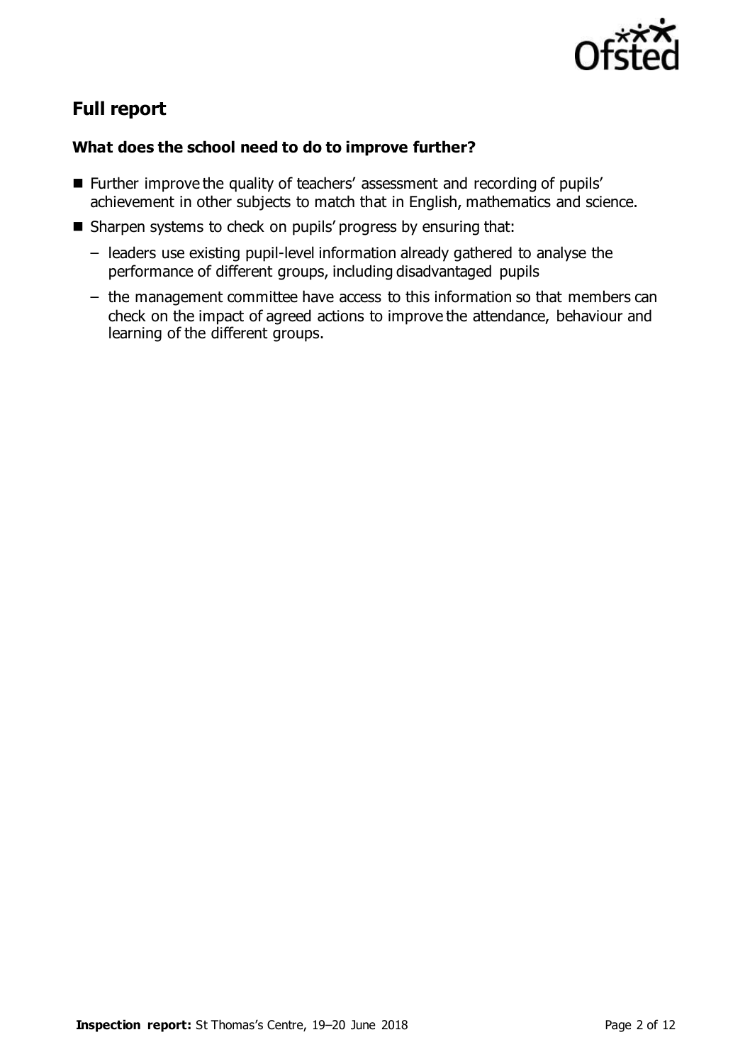## Full report

### What does the school need to do to improve further?

- Further improve the quality of teachers' assessment and recording of pupils' achievement in other subjects to match that in English, mathematics and science.
- Sharpen systems to check on pupils' progress by ensuring that:
  - leaders use existing pupil-level information already gathered to analyse the performance of different groups, including disadvantaged pupils
  - the management committee have access to this information so that members can check on the impact of agreed actions to improve the attendance, behaviour and learning of the different groups.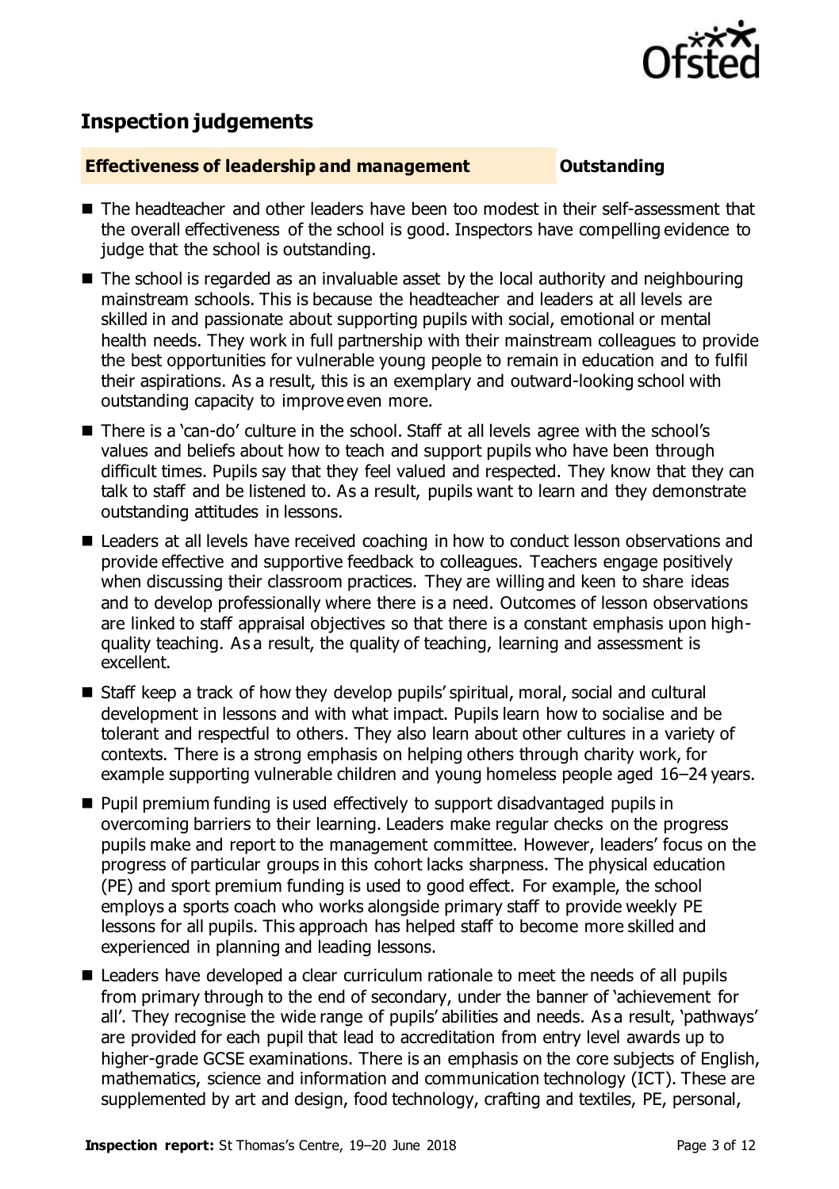## Inspection judgements

**Effectiveness of leadership and management** **Outstanding**

- The headteacher and other leaders have been too modest in their self-assessment that the overall effectiveness of the school is good. Inspectors have compelling evidence to judge that the school is outstanding.
- The school is regarded as an invaluable asset by the local authority and neighbouring mainstream schools. This is because the headteacher and leaders at all levels are skilled in and passionate about supporting pupils with social, emotional or mental health needs. They work in full partnership with their mainstream colleagues to provide the best opportunities for vulnerable young people to remain in education and to fulfil their aspirations. As a result, this is an exemplary and outward-looking school with outstanding capacity to improve even more.
- There is a 'can-do' culture in the school. Staff at all levels agree with the school's values and beliefs about how to teach and support pupils who have been through difficult times. Pupils say that they feel valued and respected. They know that they can talk to staff and be listened to. As a result, pupils want to learn and they demonstrate outstanding attitudes in lessons.
- Leaders at all levels have received coaching in how to conduct lesson observations and provide effective and supportive feedback to colleagues. Teachers engage positively when discussing their classroom practices. They are willing and keen to share ideas and to develop professionally where there is a need. Outcomes of lesson observations are linked to staff appraisal objectives so that there is a constant emphasis upon high-quality teaching. As a result, the quality of teaching, learning and assessment is excellent.
- Staff keep a track of how they develop pupils' spiritual, moral, social and cultural development in lessons and with what impact. Pupils learn how to socialise and be tolerant and respectful to others. They also learn about other cultures in a variety of contexts. There is a strong emphasis on helping others through charity work, for example supporting vulnerable children and young homeless people aged 16–24 years.
- Pupil premium funding is used effectively to support disadvantaged pupils in overcoming barriers to their learning. Leaders make regular checks on the progress pupils make and report to the management committee. However, leaders' focus on the progress of particular groups in this cohort lacks sharpness. The physical education (PE) and sport premium funding is used to good effect. For example, the school employs a sports coach who works alongside primary staff to provide weekly PE lessons for all pupils. This approach has helped staff to become more skilled and experienced in planning and leading lessons.
- Leaders have developed a clear curriculum rationale to meet the needs of all pupils from primary through to the end of secondary, under the banner of 'achievement for all'. They recognise the wide range of pupils' abilities and needs. As a result, 'pathways' are provided for each pupil that lead to accreditation from entry level awards up to higher-grade GCSE examinations. There is an emphasis on the core subjects of English, mathematics, science and information and communication technology (ICT). These are supplemented by art and design, food technology, crafting and textiles, PE, personal,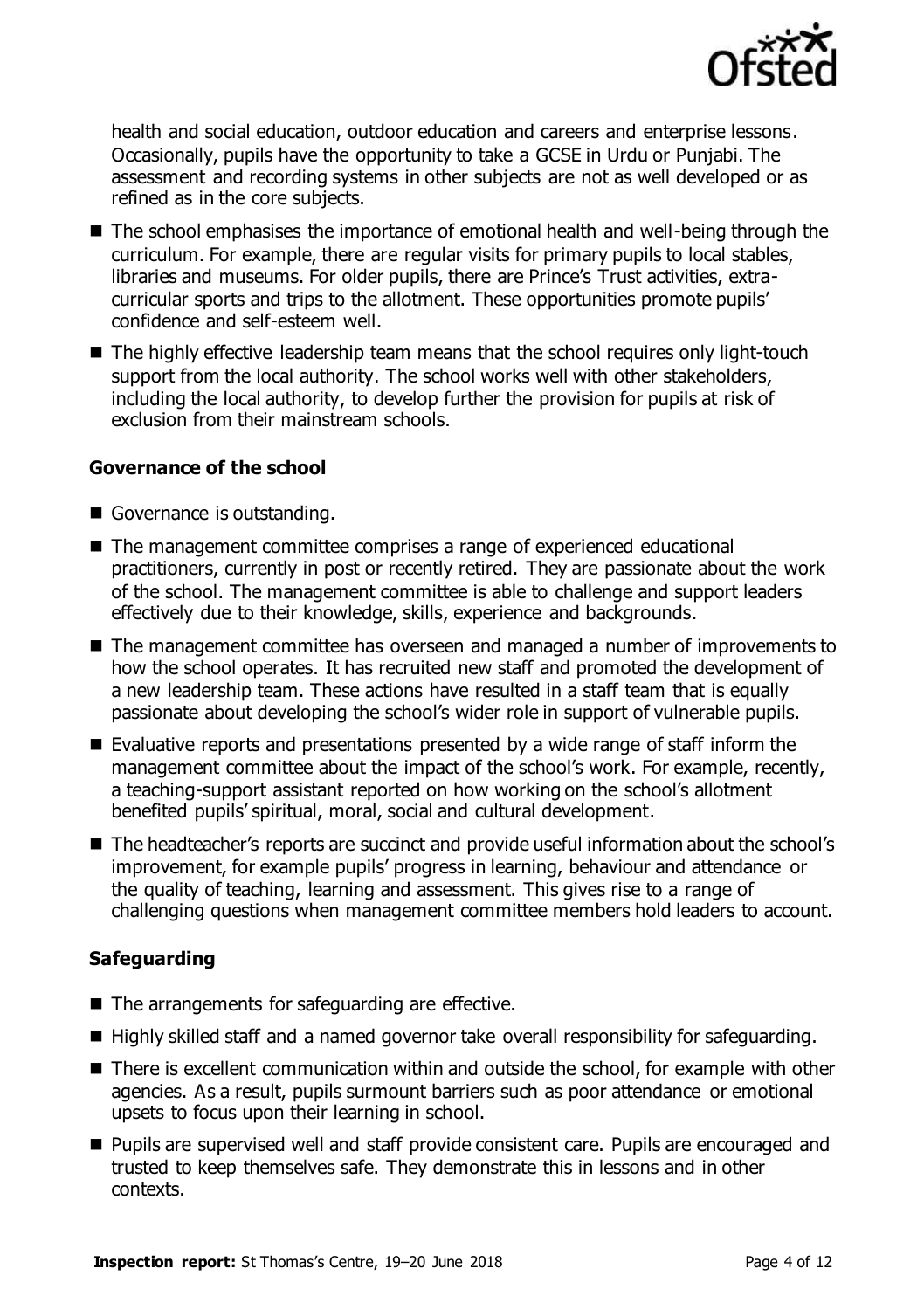health and social education, outdoor education and careers and enterprise lessons. Occasionally, pupils have the opportunity to take a GCSE in Urdu or Punjabi. The assessment and recording systems in other subjects are not as well developed or as refined as in the core subjects.

- The school emphasises the importance of emotional health and well-being through the curriculum. For example, there are regular visits for primary pupils to local stables, libraries and museums. For older pupils, there are Prince's Trust activities, extra-curricular sports and trips to the allotment. These opportunities promote pupils' confidence and self-esteem well.
- The highly effective leadership team means that the school requires only light-touch support from the local authority. The school works well with other stakeholders, including the local authority, to develop further the provision for pupils at risk of exclusion from their mainstream schools.

### Governance of the school

- Governance is outstanding.
- The management committee comprises a range of experienced educational practitioners, currently in post or recently retired. They are passionate about the work of the school. The management committee is able to challenge and support leaders effectively due to their knowledge, skills, experience and backgrounds.
- The management committee has overseen and managed a number of improvements to how the school operates. It has recruited new staff and promoted the development of a new leadership team. These actions have resulted in a staff team that is equally passionate about developing the school's wider role in support of vulnerable pupils.
- Evaluative reports and presentations presented by a wide range of staff inform the management committee about the impact of the school's work. For example, recently, a teaching-support assistant reported on how working on the school's allotment benefited pupils' spiritual, moral, social and cultural development.
- The headteacher's reports are succinct and provide useful information about the school's improvement, for example pupils' progress in learning, behaviour and attendance or the quality of teaching, learning and assessment. This gives rise to a range of challenging questions when management committee members hold leaders to account.

### Safeguarding

- The arrangements for safeguarding are effective.
- Highly skilled staff and a named governor take overall responsibility for safeguarding.
- There is excellent communication within and outside the school, for example with other agencies. As a result, pupils surmount barriers such as poor attendance or emotional upsets to focus upon their learning in school.
- Pupils are supervised well and staff provide consistent care. Pupils are encouraged and trusted to keep themselves safe. They demonstrate this in lessons and in other contexts.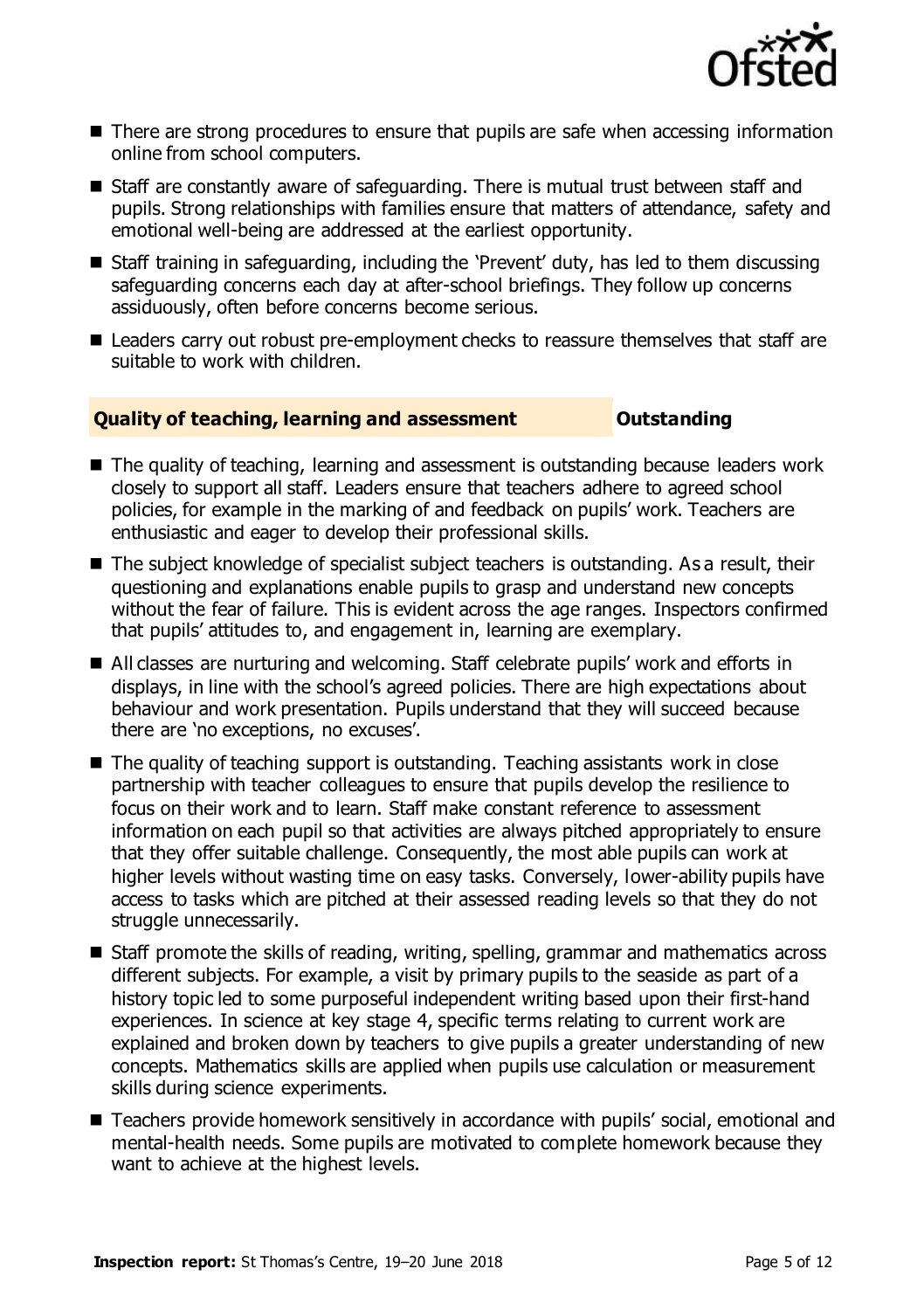- There are strong procedures to ensure that pupils are safe when accessing information online from school computers.
- Staff are constantly aware of safeguarding. There is mutual trust between staff and pupils. Strong relationships with families ensure that matters of attendance, safety and emotional well-being are addressed at the earliest opportunity.
- Staff training in safeguarding, including the 'Prevent' duty, has led to them discussing safeguarding concerns each day at after-school briefings. They follow up concerns assiduously, often before concerns become serious.
- Leaders carry out robust pre-employment checks to reassure themselves that staff are suitable to work with children.

## Quality of teaching, learning and assessment — Outstanding

- The quality of teaching, learning and assessment is outstanding because leaders work closely to support all staff. Leaders ensure that teachers adhere to agreed school policies, for example in the marking of and feedback on pupils' work. Teachers are enthusiastic and eager to develop their professional skills.
- The subject knowledge of specialist subject teachers is outstanding. As a result, their questioning and explanations enable pupils to grasp and understand new concepts without the fear of failure. This is evident across the age ranges. Inspectors confirmed that pupils' attitudes to, and engagement in, learning are exemplary.
- All classes are nurturing and welcoming. Staff celebrate pupils' work and efforts in displays, in line with the school's agreed policies. There are high expectations about behaviour and work presentation. Pupils understand that they will succeed because there are 'no exceptions, no excuses'.
- The quality of teaching support is outstanding. Teaching assistants work in close partnership with teacher colleagues to ensure that pupils develop the resilience to focus on their work and to learn. Staff make constant reference to assessment information on each pupil so that activities are always pitched appropriately to ensure that they offer suitable challenge. Consequently, the most able pupils can work at higher levels without wasting time on easy tasks. Conversely, lower-ability pupils have access to tasks which are pitched at their assessed reading levels so that they do not struggle unnecessarily.
- Staff promote the skills of reading, writing, spelling, grammar and mathematics across different subjects. For example, a visit by primary pupils to the seaside as part of a history topic led to some purposeful independent writing based upon their first-hand experiences. In science at key stage 4, specific terms relating to current work are explained and broken down by teachers to give pupils a greater understanding of new concepts. Mathematics skills are applied when pupils use calculation or measurement skills during science experiments.
- Teachers provide homework sensitively in accordance with pupils' social, emotional and mental-health needs. Some pupils are motivated to complete homework because they want to achieve at the highest levels.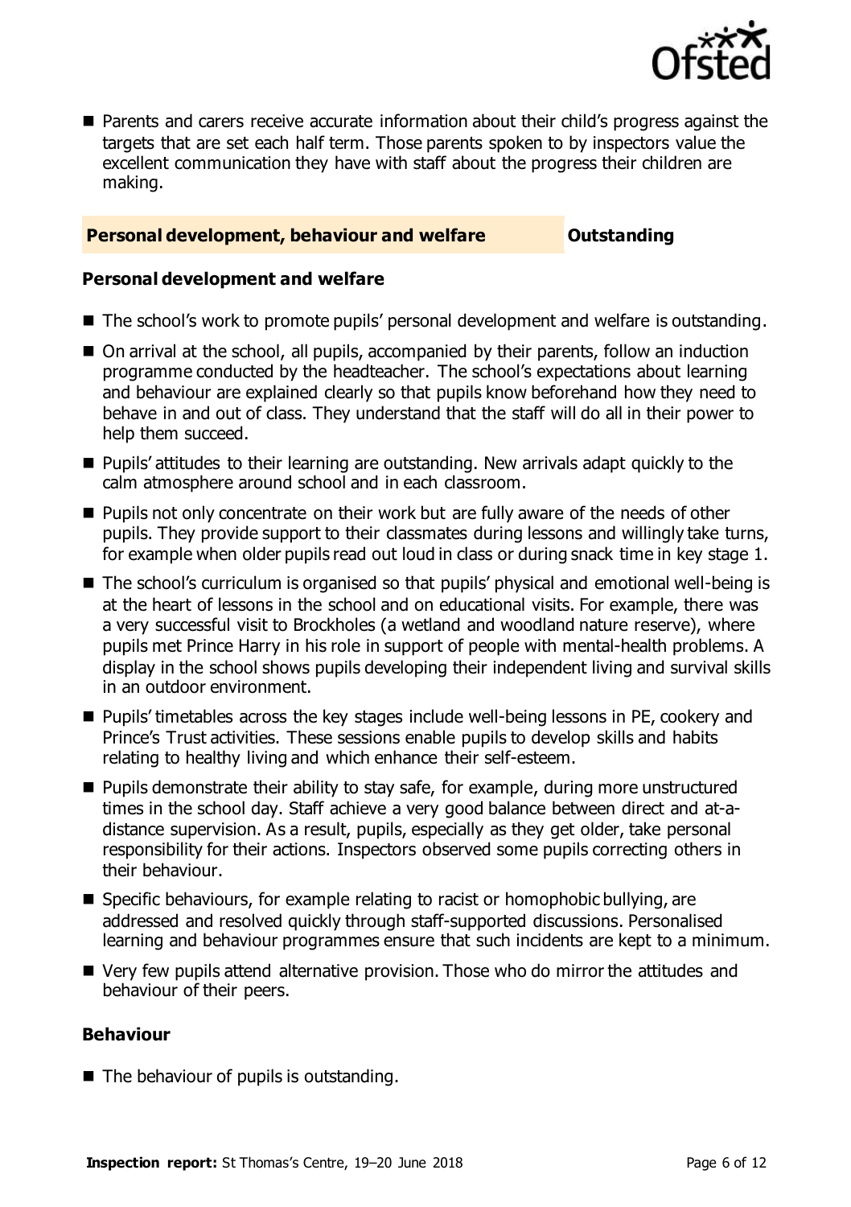- Parents and carers receive accurate information about their child's progress against the targets that are set each half term. Those parents spoken to by inspectors value the excellent communication they have with staff about the progress their children are making.

## Personal development, behaviour and welfare — Outstanding

### Personal development and welfare

- The school's work to promote pupils' personal development and welfare is outstanding.
- On arrival at the school, all pupils, accompanied by their parents, follow an induction programme conducted by the headteacher. The school's expectations about learning and behaviour are explained clearly so that pupils know beforehand how they need to behave in and out of class. They understand that the staff will do all in their power to help them succeed.
- Pupils' attitudes to their learning are outstanding. New arrivals adapt quickly to the calm atmosphere around school and in each classroom.
- Pupils not only concentrate on their work but are fully aware of the needs of other pupils. They provide support to their classmates during lessons and willingly take turns, for example when older pupils read out loud in class or during snack time in key stage 1.
- The school's curriculum is organised so that pupils' physical and emotional well-being is at the heart of lessons in the school and on educational visits. For example, there was a very successful visit to Brockholes (a wetland and woodland nature reserve), where pupils met Prince Harry in his role in support of people with mental-health problems. A display in the school shows pupils developing their independent living and survival skills in an outdoor environment.
- Pupils' timetables across the key stages include well-being lessons in PE, cookery and Prince's Trust activities. These sessions enable pupils to develop skills and habits relating to healthy living and which enhance their self-esteem.
- Pupils demonstrate their ability to stay safe, for example, during more unstructured times in the school day. Staff achieve a very good balance between direct and at-a-distance supervision. As a result, pupils, especially as they get older, take personal responsibility for their actions. Inspectors observed some pupils correcting others in their behaviour.
- Specific behaviours, for example relating to racist or homophobic bullying, are addressed and resolved quickly through staff-supported discussions. Personalised learning and behaviour programmes ensure that such incidents are kept to a minimum.
- Very few pupils attend alternative provision. Those who do mirror the attitudes and behaviour of their peers.

### Behaviour

- The behaviour of pupils is outstanding.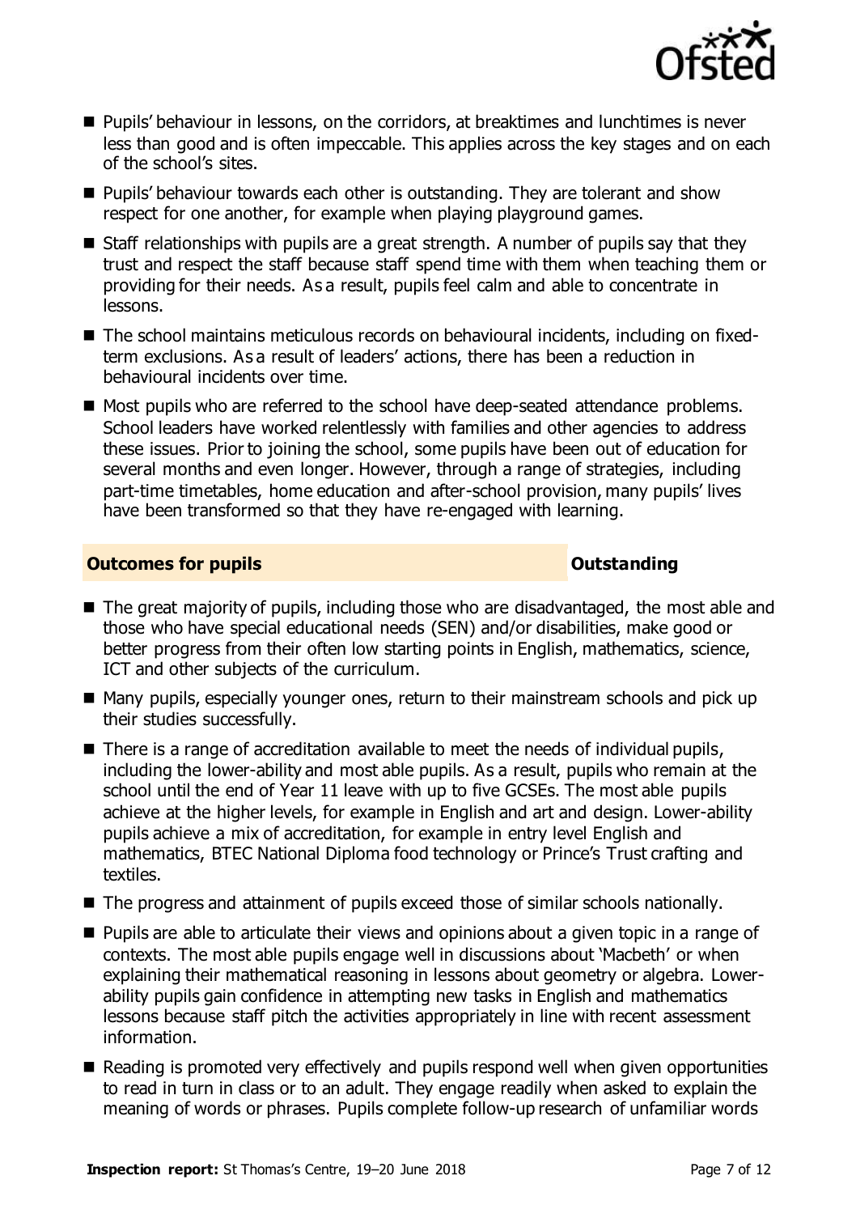- Pupils' behaviour in lessons, on the corridors, at breaktimes and lunchtimes is never less than good and is often impeccable. This applies across the key stages and on each of the school's sites.
- Pupils' behaviour towards each other is outstanding. They are tolerant and show respect for one another, for example when playing playground games.
- Staff relationships with pupils are a great strength. A number of pupils say that they trust and respect the staff because staff spend time with them when teaching them or providing for their needs. As a result, pupils feel calm and able to concentrate in lessons.
- The school maintains meticulous records on behavioural incidents, including on fixed-term exclusions. As a result of leaders' actions, there has been a reduction in behavioural incidents over time.
- Most pupils who are referred to the school have deep-seated attendance problems. School leaders have worked relentlessly with families and other agencies to address these issues. Prior to joining the school, some pupils have been out of education for several months and even longer. However, through a range of strategies, including part-time timetables, home education and after-school provision, many pupils' lives have been transformed so that they have re-engaged with learning.

## Outcomes for pupils — Outstanding

- The great majority of pupils, including those who are disadvantaged, the most able and those who have special educational needs (SEN) and/or disabilities, make good or better progress from their often low starting points in English, mathematics, science, ICT and other subjects of the curriculum.
- Many pupils, especially younger ones, return to their mainstream schools and pick up their studies successfully.
- There is a range of accreditation available to meet the needs of individual pupils, including the lower-ability and most able pupils. As a result, pupils who remain at the school until the end of Year 11 leave with up to five GCSEs. The most able pupils achieve at the higher levels, for example in English and art and design. Lower-ability pupils achieve a mix of accreditation, for example in entry level English and mathematics, BTEC National Diploma food technology or Prince's Trust crafting and textiles.
- The progress and attainment of pupils exceed those of similar schools nationally.
- Pupils are able to articulate their views and opinions about a given topic in a range of contexts. The most able pupils engage well in discussions about 'Macbeth' or when explaining their mathematical reasoning in lessons about geometry or algebra. Lower-ability pupils gain confidence in attempting new tasks in English and mathematics lessons because staff pitch the activities appropriately in line with recent assessment information.
- Reading is promoted very effectively and pupils respond well when given opportunities to read in turn in class or to an adult. They engage readily when asked to explain the meaning of words or phrases. Pupils complete follow-up research of unfamiliar words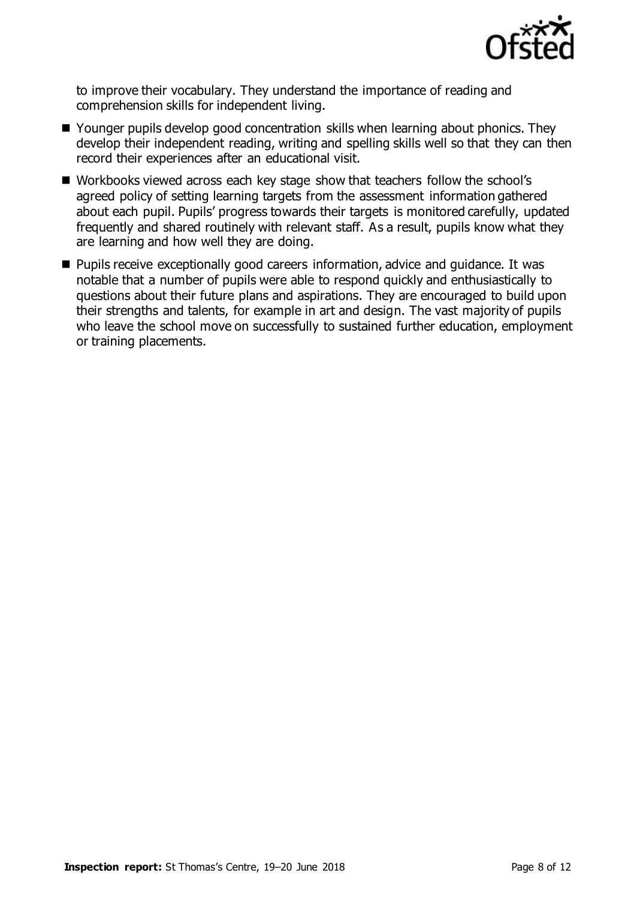to improve their vocabulary. They understand the importance of reading and comprehension skills for independent living.

- Younger pupils develop good concentration skills when learning about phonics. They develop their independent reading, writing and spelling skills well so that they can then record their experiences after an educational visit.
- Workbooks viewed across each key stage show that teachers follow the school's agreed policy of setting learning targets from the assessment information gathered about each pupil. Pupils' progress towards their targets is monitored carefully, updated frequently and shared routinely with relevant staff. As a result, pupils know what they are learning and how well they are doing.
- Pupils receive exceptionally good careers information, advice and guidance. It was notable that a number of pupils were able to respond quickly and enthusiastically to questions about their future plans and aspirations. They are encouraged to build upon their strengths and talents, for example in art and design. The vast majority of pupils who leave the school move on successfully to sustained further education, employment or training placements.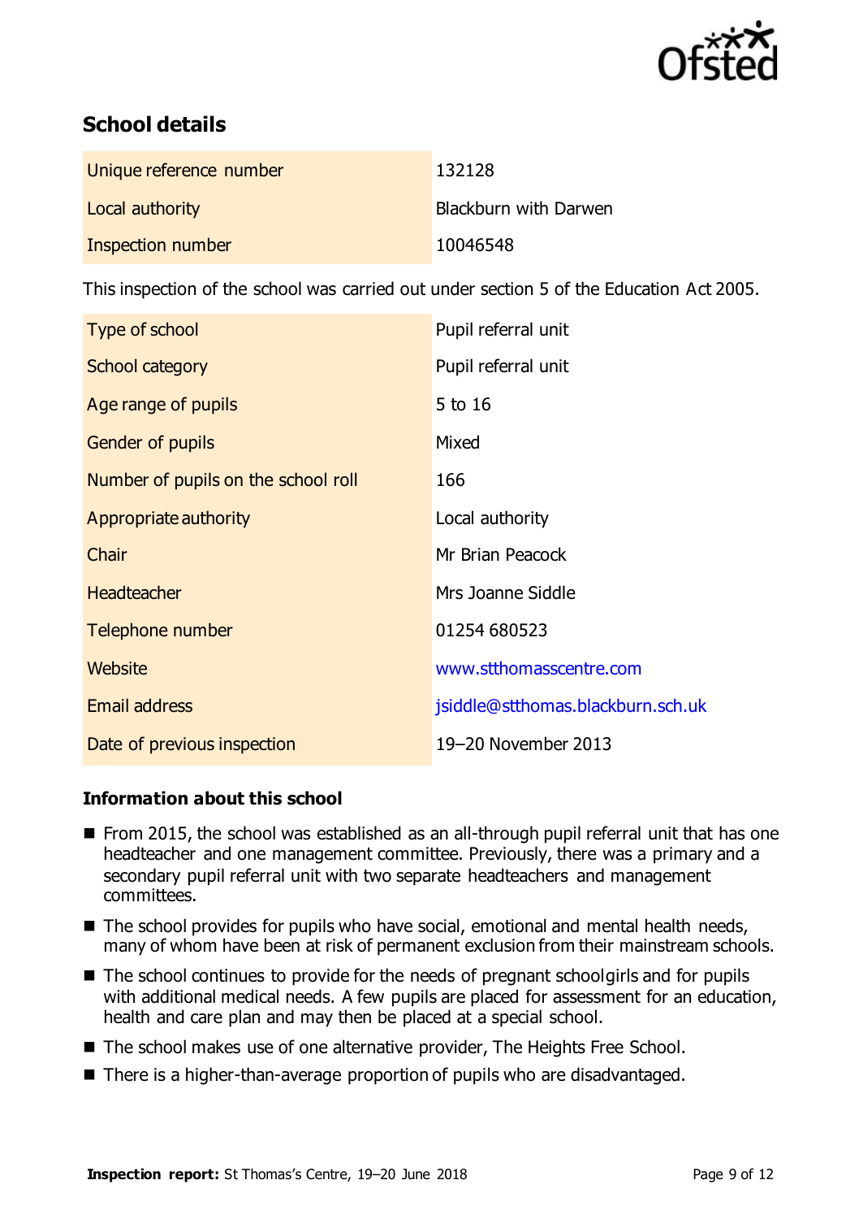## School details

| | |
|---|---|
| Unique reference number | 132128 |
| Local authority | Blackburn with Darwen |
| Inspection number | 10046548 |

This inspection of the school was carried out under section 5 of the Education Act 2005.

| | |
|---|---|
| Type of school | Pupil referral unit |
| School category | Pupil referral unit |
| Age range of pupils | 5 to 16 |
| Gender of pupils | Mixed |
| Number of pupils on the school roll | 166 |
| Appropriate authority | Local authority |
| Chair | Mr Brian Peacock |
| Headteacher | Mrs Joanne Siddle |
| Telephone number | 01254 680523 |
| Website | www.stthomasscentre.com |
| Email address | jsiddle@stthomas.blackburn.sch.uk |
| Date of previous inspection | 19–20 November 2013 |

### Information about this school

- From 2015, the school was established as an all-through pupil referral unit that has one headteacher and one management committee. Previously, there was a primary and a secondary pupil referral unit with two separate headteachers and management committees.
- The school provides for pupils who have social, emotional and mental health needs, many of whom have been at risk of permanent exclusion from their mainstream schools.
- The school continues to provide for the needs of pregnant schoolgirls and for pupils with additional medical needs. A few pupils are placed for assessment for an education, health and care plan and may then be placed at a special school.
- The school makes use of one alternative provider, The Heights Free School.
- There is a higher-than-average proportion of pupils who are disadvantaged.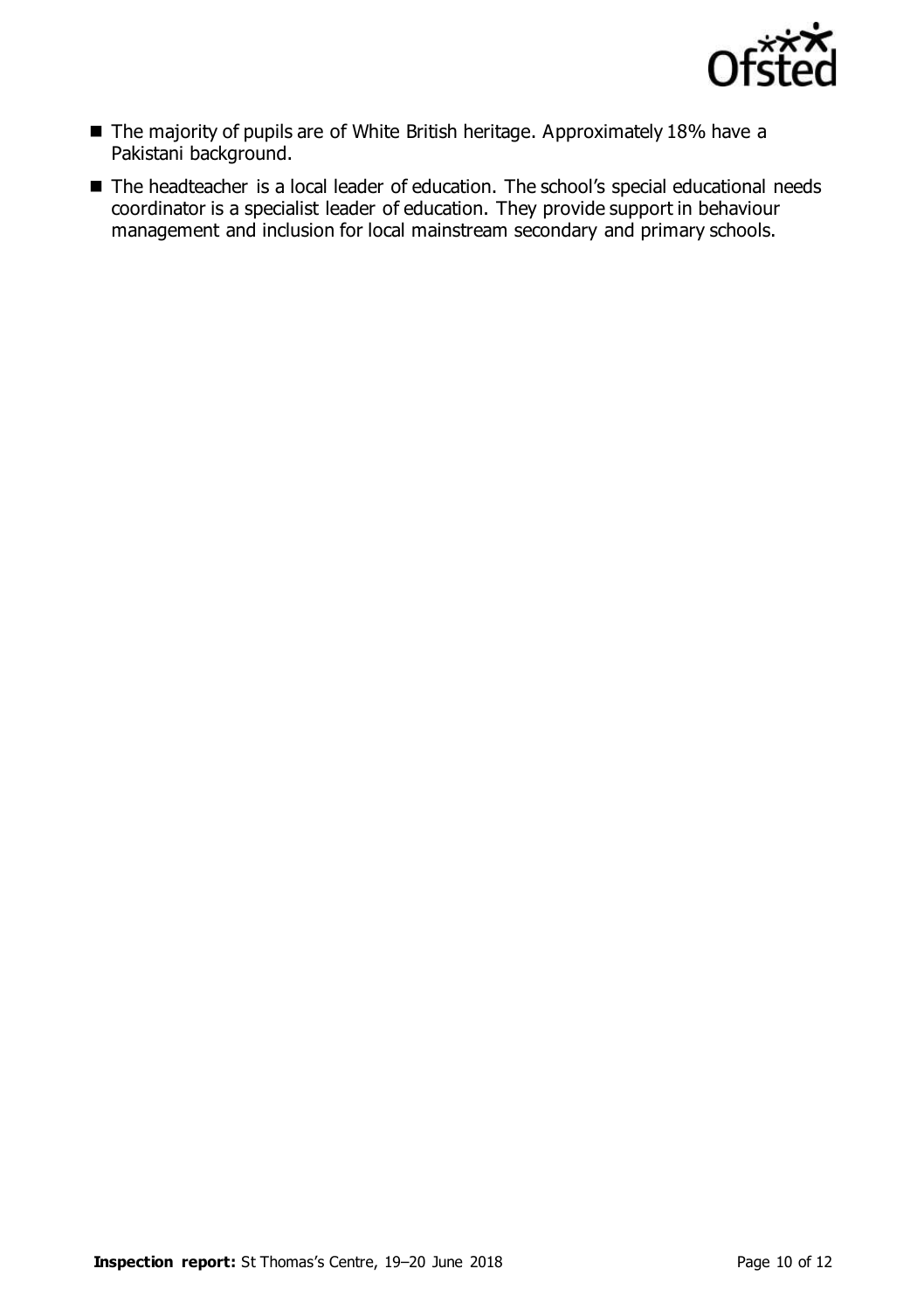- The majority of pupils are of White British heritage. Approximately 18% have a Pakistani background.
- The headteacher is a local leader of education. The school's special educational needs coordinator is a specialist leader of education. They provide support in behaviour management and inclusion for local mainstream secondary and primary schools.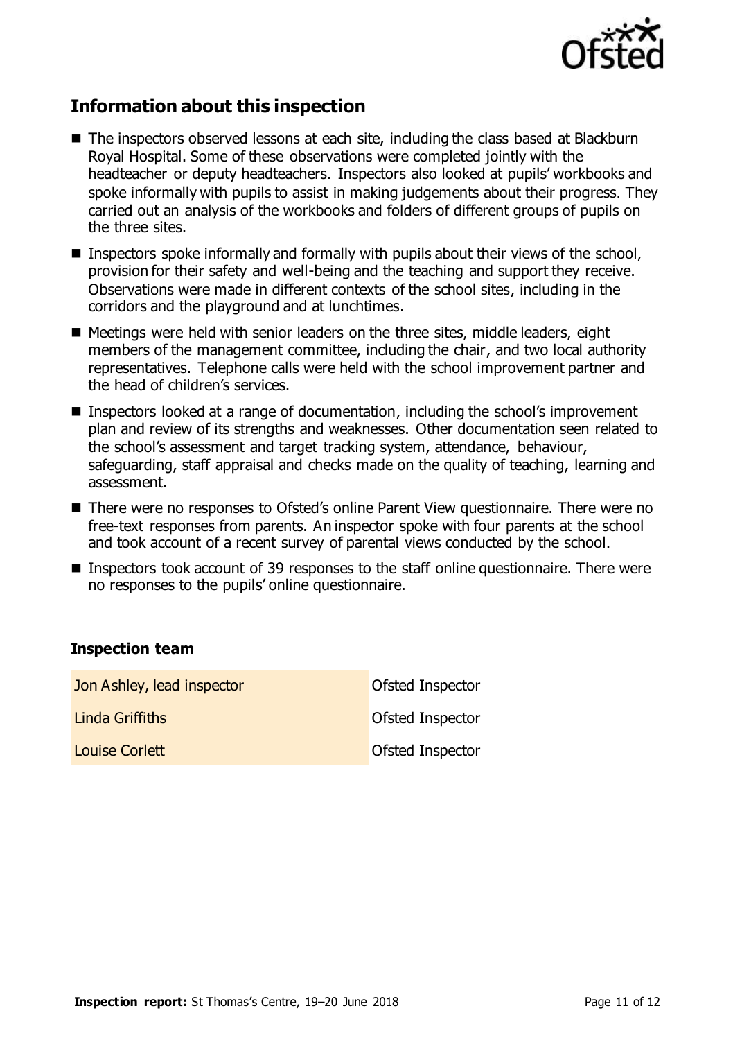## Information about this inspection

- The inspectors observed lessons at each site, including the class based at Blackburn Royal Hospital. Some of these observations were completed jointly with the headteacher or deputy headteachers. Inspectors also looked at pupils' workbooks and spoke informally with pupils to assist in making judgements about their progress. They carried out an analysis of the workbooks and folders of different groups of pupils on the three sites.
- Inspectors spoke informally and formally with pupils about their views of the school, provision for their safety and well-being and the teaching and support they receive. Observations were made in different contexts of the school sites, including in the corridors and the playground and at lunchtimes.
- Meetings were held with senior leaders on the three sites, middle leaders, eight members of the management committee, including the chair, and two local authority representatives. Telephone calls were held with the school improvement partner and the head of children's services.
- Inspectors looked at a range of documentation, including the school's improvement plan and review of its strengths and weaknesses. Other documentation seen related to the school's assessment and target tracking system, attendance, behaviour, safeguarding, staff appraisal and checks made on the quality of teaching, learning and assessment.
- There were no responses to Ofsted's online Parent View questionnaire. There were no free-text responses from parents. An inspector spoke with four parents at the school and took account of a recent survey of parental views conducted by the school.
- Inspectors took account of 39 responses to the staff online questionnaire. There were no responses to the pupils' online questionnaire.

### Inspection team

| | |
|---|---|
| Jon Ashley, lead inspector | Ofsted Inspector |
| Linda Griffiths | Ofsted Inspector |
| Louise Corlett | Ofsted Inspector |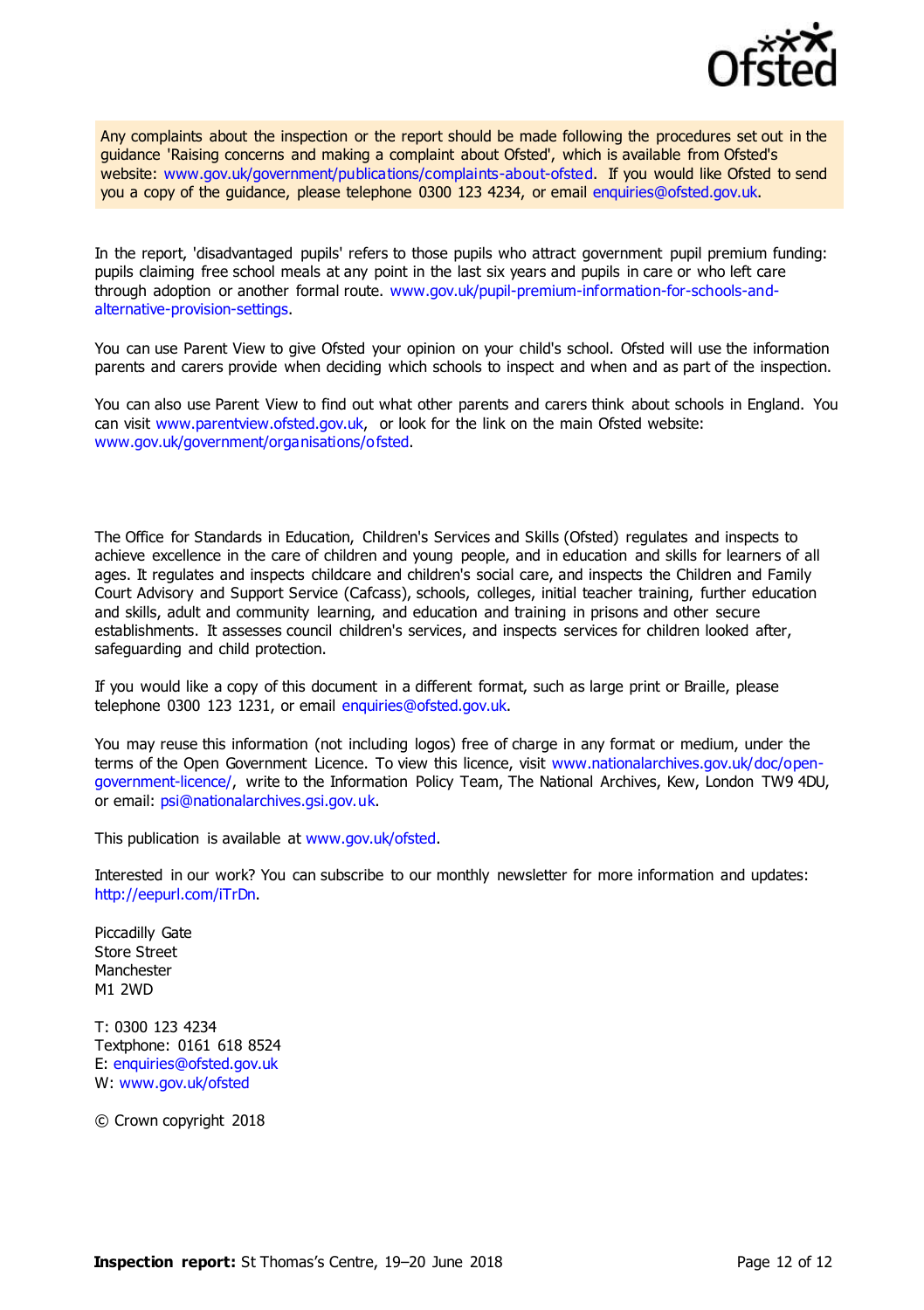Any complaints about the inspection or the report should be made following the procedures set out in the guidance 'Raising concerns and making a complaint about Ofsted', which is available from Ofsted's website: www.gov.uk/government/publications/complaints-about-ofsted. If you would like Ofsted to send you a copy of the guidance, please telephone 0300 123 4234, or email enquiries@ofsted.gov.uk.

In the report, 'disadvantaged pupils' refers to those pupils who attract government pupil premium funding: pupils claiming free school meals at any point in the last six years and pupils in care or who left care through adoption or another formal route. www.gov.uk/pupil-premium-information-for-schools-and-alternative-provision-settings.

You can use Parent View to give Ofsted your opinion on your child's school. Ofsted will use the information parents and carers provide when deciding which schools to inspect and when and as part of the inspection.

You can also use Parent View to find out what other parents and carers think about schools in England. You can visit www.parentview.ofsted.gov.uk, or look for the link on the main Ofsted website: www.gov.uk/government/organisations/ofsted.

The Office for Standards in Education, Children's Services and Skills (Ofsted) regulates and inspects to achieve excellence in the care of children and young people, and in education and skills for learners of all ages. It regulates and inspects childcare and children's social care, and inspects the Children and Family Court Advisory and Support Service (Cafcass), schools, colleges, initial teacher training, further education and skills, adult and community learning, and education and training in prisons and other secure establishments. It assesses council children's services, and inspects services for children looked after, safeguarding and child protection.

If you would like a copy of this document in a different format, such as large print or Braille, please telephone 0300 123 1231, or email enquiries@ofsted.gov.uk.

You may reuse this information (not including logos) free of charge in any format or medium, under the terms of the Open Government Licence. To view this licence, visit www.nationalarchives.gov.uk/doc/open-government-licence/, write to the Information Policy Team, The National Archives, Kew, London TW9 4DU, or email: psi@nationalarchives.gsi.gov.uk.

This publication is available at www.gov.uk/ofsted.

Interested in our work? You can subscribe to our monthly newsletter for more information and updates: http://eepurl.com/iTrDn.

Piccadilly Gate
Store Street
Manchester
M1 2WD

T: 0300 123 4234
Textphone: 0161 618 8524
E: enquiries@ofsted.gov.uk
W: www.gov.uk/ofsted

© Crown copyright 2018